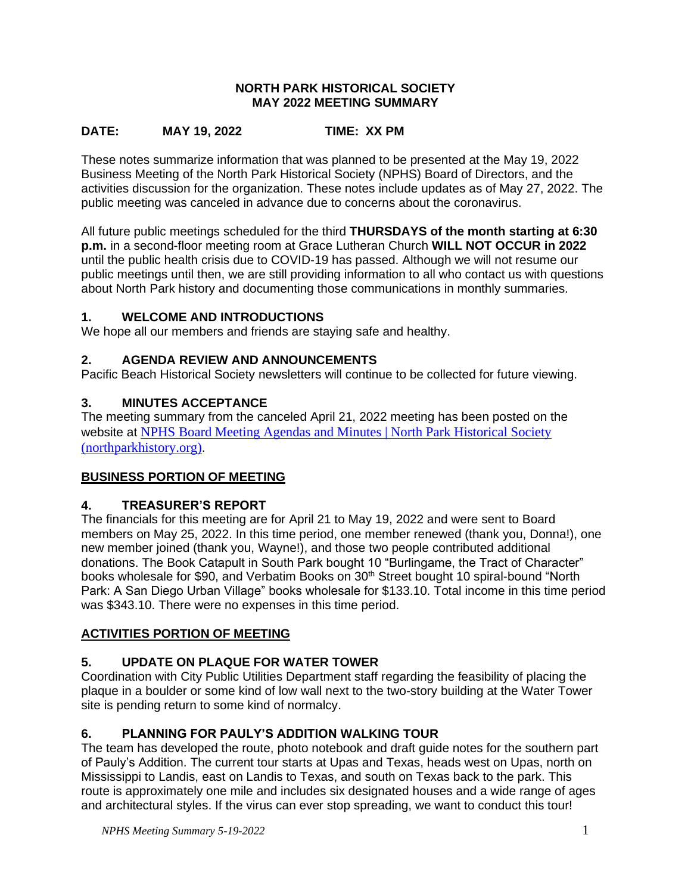**NORTH PARK HISTORICAL SOCIETY**
**MAY 2022 MEETING SUMMARY**

**DATE:** **MAY 19, 2022** **TIME: XX PM**

These notes summarize information that was planned to be presented at the May 19, 2022 Business Meeting of the North Park Historical Society (NPHS) Board of Directors, and the activities discussion for the organization. These notes include updates as of May 27, 2022. The public meeting was canceled in advance due to concerns about the coronavirus.

All future public meetings scheduled for the third **THURSDAYS of the month starting at 6:30 p.m.** in a second-floor meeting room at Grace Lutheran Church **WILL NOT OCCUR in 2022** until the public health crisis due to COVID-19 has passed. Although we will not resume our public meetings until then, we are still providing information to all who contact us with questions about North Park history and documenting those communications in monthly summaries.

## 1. WELCOME AND INTRODUCTIONS

We hope all our members and friends are staying safe and healthy.

## 2. AGENDA REVIEW AND ANNOUNCEMENTS

Pacific Beach Historical Society newsletters will continue to be collected for future viewing.

## 3. MINUTES ACCEPTANCE

The meeting summary from the canceled April 21, 2022 meeting has been posted on the website at NPHS Board Meeting Agendas and Minutes | North Park Historical Society (northparkhistory.org).

## BUSINESS PORTION OF MEETING

## 4. TREASURER'S REPORT

The financials for this meeting are for April 21 to May 19, 2022 and were sent to Board members on May 25, 2022. In this time period, one member renewed (thank you, Donna!), one new member joined (thank you, Wayne!), and those two people contributed additional donations. The Book Catapult in South Park bought 10 "Burlingame, the Tract of Character" books wholesale for $90, and Verbatim Books on 30th Street bought 10 spiral-bound "North Park: A San Diego Urban Village" books wholesale for $133.10. Total income in this time period was $343.10. There were no expenses in this time period.

## ACTIVITIES PORTION OF MEETING

## 5. UPDATE ON PLAQUE FOR WATER TOWER

Coordination with City Public Utilities Department staff regarding the feasibility of placing the plaque in a boulder or some kind of low wall next to the two-story building at the Water Tower site is pending return to some kind of normalcy.

## 6. PLANNING FOR PAULY'S ADDITION WALKING TOUR

The team has developed the route, photo notebook and draft guide notes for the southern part of Pauly's Addition. The current tour starts at Upas and Texas, heads west on Upas, north on Mississippi to Landis, east on Landis to Texas, and south on Texas back to the park. This route is approximately one mile and includes six designated houses and a wide range of ages and architectural styles. If the virus can ever stop spreading, we want to conduct this tour!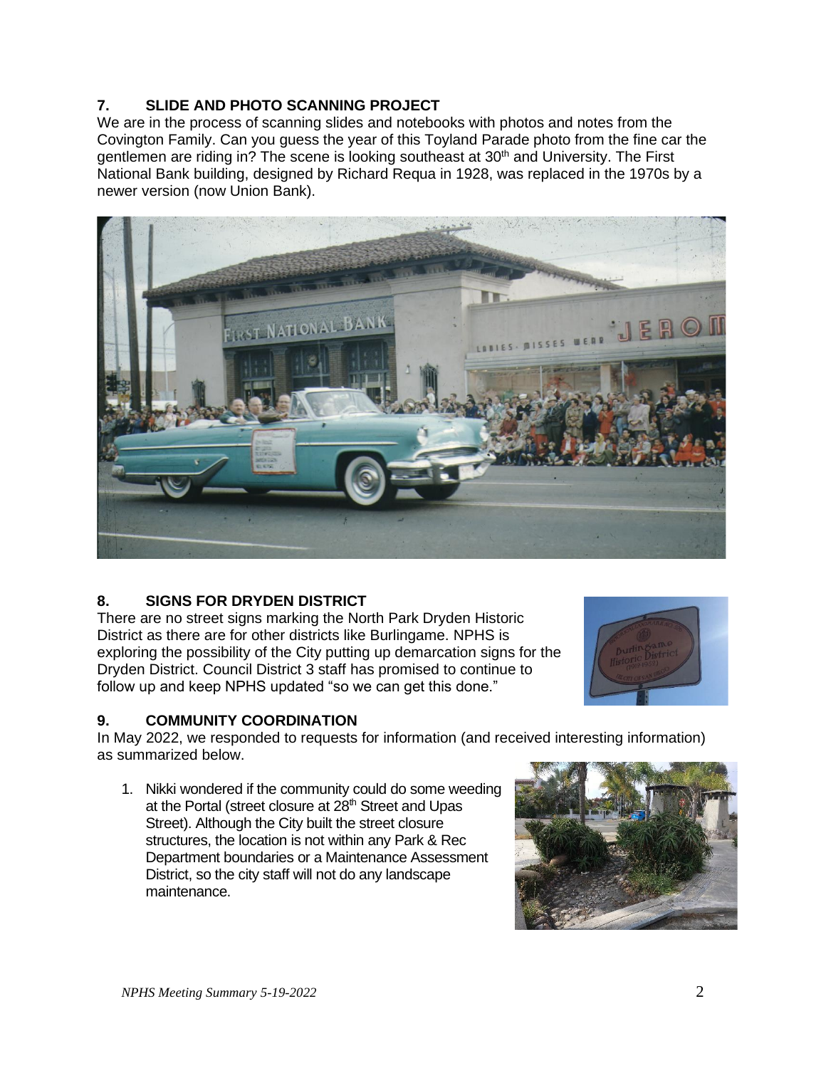## 7. SLIDE AND PHOTO SCANNING PROJECT

We are in the process of scanning slides and notebooks with photos and notes from the Covington Family. Can you guess the year of this Toyland Parade photo from the fine car the gentlemen are riding in? The scene is looking southeast at 30th and University. The First National Bank building, designed by Richard Requa in 1928, was replaced in the 1970s by a newer version (now Union Bank).

## 8. SIGNS FOR DRYDEN DISTRICT

There are no street signs marking the North Park Dryden Historic District as there are for other districts like Burlingame. NPHS is exploring the possibility of the City putting up demarcation signs for the Dryden District. Council District 3 staff has promised to continue to follow up and keep NPHS updated "so we can get this done."

## 9. COMMUNITY COORDINATION

In May 2022, we responded to requests for information (and received interesting information) as summarized below.

1. Nikki wondered if the community could do some weeding at the Portal (street closure at 28th Street and Upas Street). Although the City built the street closure structures, the location is not within any Park & Rec Department boundaries or a Maintenance Assessment District, so the city staff will not do any landscape maintenance.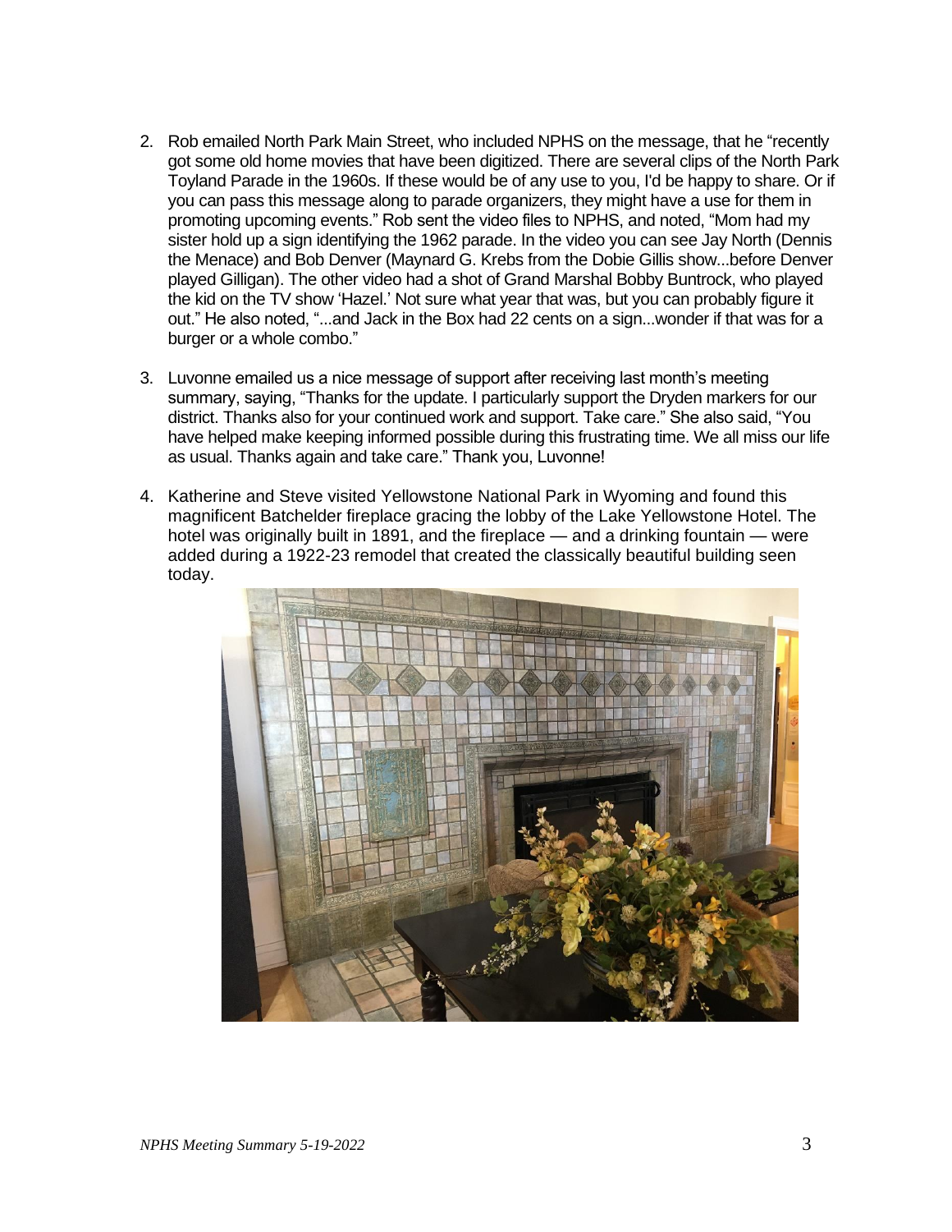2. Rob emailed North Park Main Street, who included NPHS on the message, that he "recently got some old home movies that have been digitized. There are several clips of the North Park Toyland Parade in the 1960s. If these would be of any use to you, I'd be happy to share. Or if you can pass this message along to parade organizers, they might have a use for them in promoting upcoming events." Rob sent the video files to NPHS, and noted, "Mom had my sister hold up a sign identifying the 1962 parade. In the video you can see Jay North (Dennis the Menace) and Bob Denver (Maynard G. Krebs from the Dobie Gillis show...before Denver played Gilligan). The other video had a shot of Grand Marshal Bobby Buntrock, who played the kid on the TV show 'Hazel.' Not sure what year that was, but you can probably figure it out." He also noted, "...and Jack in the Box had 22 cents on a sign...wonder if that was for a burger or a whole combo."

3. Luvonne emailed us a nice message of support after receiving last month's meeting summary, saying, "Thanks for the update. I particularly support the Dryden markers for our district. Thanks also for your continued work and support. Take care." She also said, "You have helped make keeping informed possible during this frustrating time. We all miss our life as usual. Thanks again and take care." Thank you, Luvonne!

4. Katherine and Steve visited Yellowstone National Park in Wyoming and found this magnificent Batchelder fireplace gracing the lobby of the Lake Yellowstone Hotel. The hotel was originally built in 1891, and the fireplace — and a drinking fountain — were added during a 1922-23 remodel that created the classically beautiful building seen today.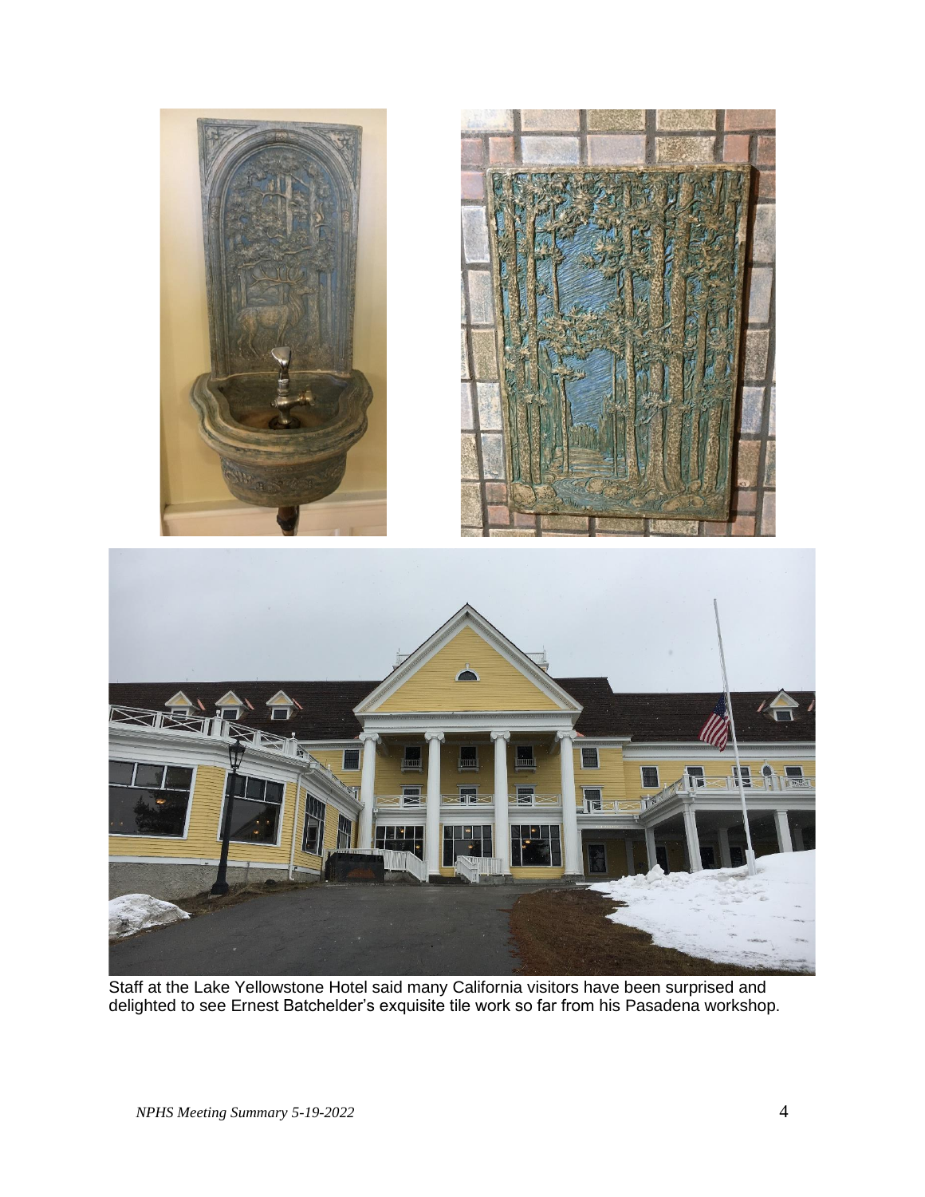Staff at the Lake Yellowstone Hotel said many California visitors have been surprised and delighted to see Ernest Batchelder's exquisite tile work so far from his Pasadena workshop.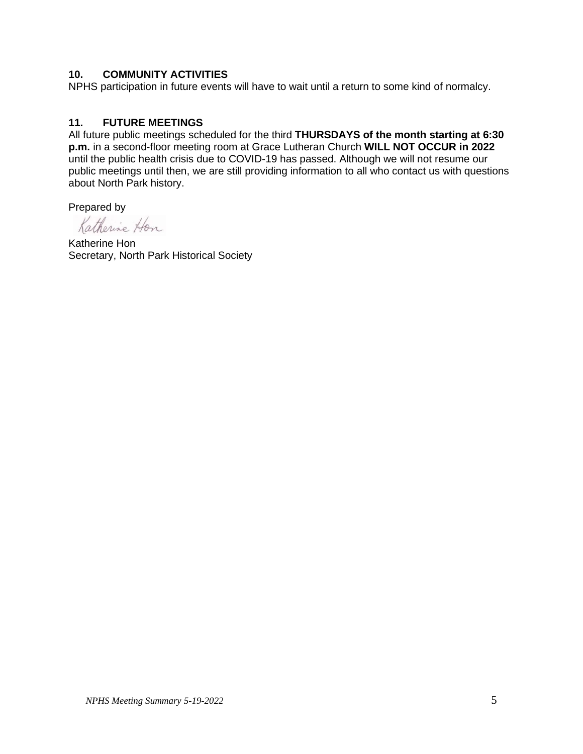**10. COMMUNITY ACTIVITIES**

NPHS participation in future events will have to wait until a return to some kind of normalcy.

**11. FUTURE MEETINGS**

All future public meetings scheduled for the third **THURSDAYS of the month starting at 6:30 p.m.** in a second-floor meeting room at Grace Lutheran Church **WILL NOT OCCUR in 2022** until the public health crisis due to COVID-19 has passed. Although we will not resume our public meetings until then, we are still providing information to all who contact us with questions about North Park history.

Prepared by

Katherine Hon

Katherine Hon
Secretary, North Park Historical Society